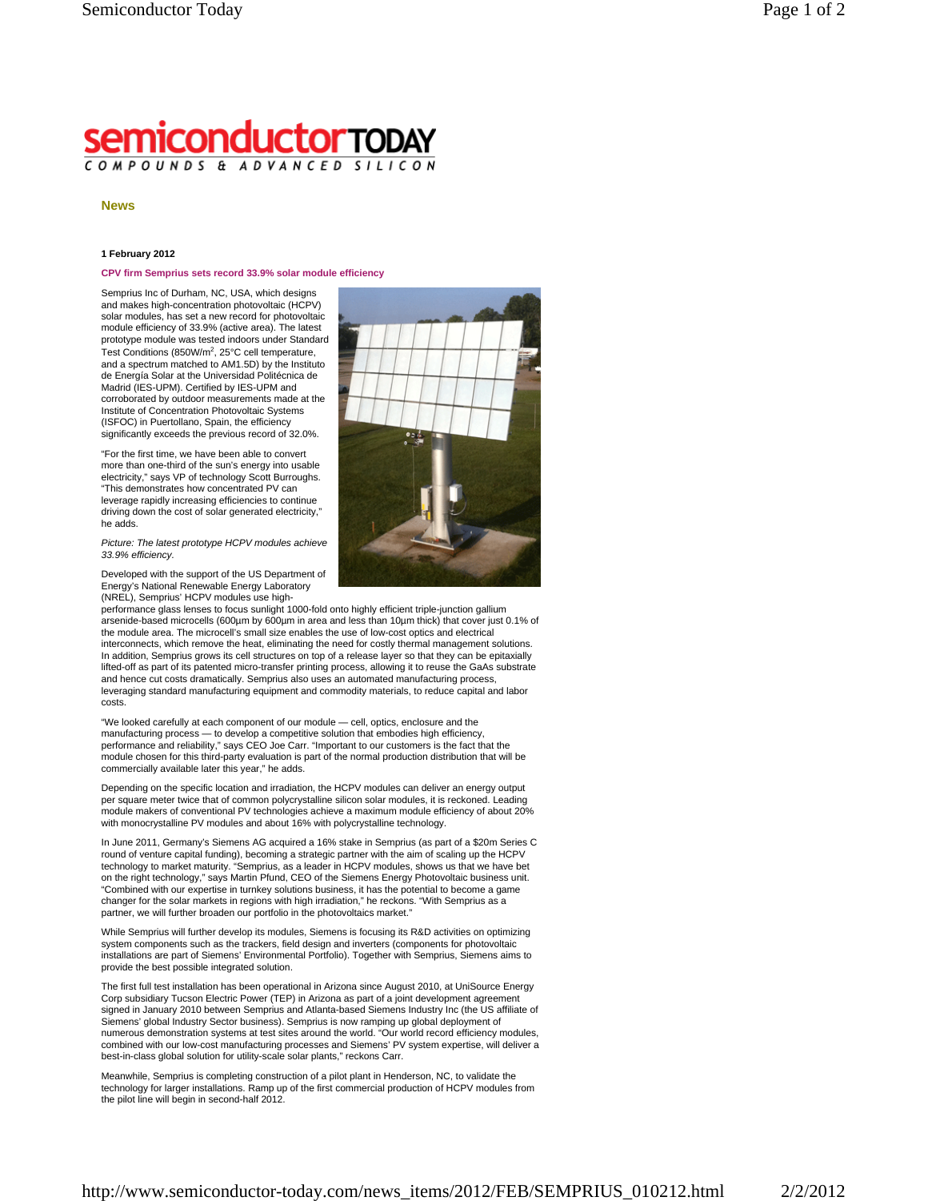# semiconductorTODAY

COMPOUNDS & ADVANCED SILICON

## News

**1 February 2012**

### CPV firm Semprius sets record 33.9% solar module efficiency

Semprius Inc of Durham, NC, USA, which designs and makes high-concentration photovoltaic (HCPV) solar modules, has set a new record for photovoltaic module efficiency of 33.9% (active area). The latest prototype module was tested indoors under Standard Test Conditions (850W/$m^2$, 25°C cell temperature, and a spectrum matched to AM1.5D) by the Instituto de Energía Solar at the Universidad Politécnica de Madrid (IES-UPM). Certified by IES-UPM and corroborated by outdoor measurements made at the Institute of Concentration Photovoltaic Systems (ISFOC) in Puertollano, Spain, the efficiency significantly exceeds the previous record of 32.0%.

"For the first time, we have been able to convert more than one-third of the sun's energy into usable electricity," says VP of technology Scott Burroughs. "This demonstrates how concentrated PV can leverage rapidly increasing efficiencies to continue driving down the cost of solar generated electricity," he adds.

*Picture: The latest prototype HCPV modules achieve 33.9% efficiency.*

Developed with the support of the US Department of Energy's National Renewable Energy Laboratory (NREL), Semprius' HCPV modules use high-performance glass lenses to focus sunlight 1000-fold onto highly efficient triple-junction gallium arsenide-based microcells (600µm by 600µm in area and less than 10µm thick) that cover just 0.1% of the module area. The microcell's small size enables the use of low-cost optics and electrical interconnects, which remove the heat, eliminating the need for costly thermal management solutions. In addition, Semprius grows its cell structures on top of a release layer so that they can be epitaxially lifted-off as part of its patented micro-transfer printing process, allowing it to reuse the GaAs substrate and hence cut costs dramatically. Semprius also uses an automated manufacturing process, leveraging standard manufacturing equipment and commodity materials, to reduce capital and labor costs.

"We looked carefully at each component of our module — cell, optics, enclosure and the manufacturing process — to develop a competitive solution that embodies high efficiency, performance and reliability," says CEO Joe Carr. "Important to our customers is the fact that the module chosen for this third-party evaluation is part of the normal production distribution that will be commercially available later this year," he adds.

Depending on the specific location and irradiation, the HCPV modules can deliver an energy output per square meter twice that of common polycrystalline silicon solar modules, it is reckoned. Leading module makers of conventional PV technologies achieve a maximum module efficiency of about 20% with monocrystalline PV modules and about 16% with polycrystalline technology.

In June 2011, Germany's Siemens AG acquired a 16% stake in Semprius (as part of a $20m Series C round of venture capital funding), becoming a strategic partner with the aim of scaling up the HCPV technology to market maturity. "Semprius, as a leader in HCPV modules, shows us that we have bet on the right technology," says Martin Pfund, CEO of the Siemens Energy Photovoltaic business unit. "Combined with our expertise in turnkey solutions business, it has the potential to become a game changer for the solar markets in regions with high irradiation," he reckons. "With Semprius as a partner, we will further broaden our portfolio in the photovoltaics market."

While Semprius will further develop its modules, Siemens is focusing its R&D activities on optimizing system components such as the trackers, field design and inverters (components for photovoltaic installations are part of Siemens' Environmental Portfolio). Together with Semprius, Siemens aims to provide the best possible integrated solution.

The first full test installation has been operational in Arizona since August 2010, at UniSource Energy Corp subsidiary Tucson Electric Power (TEP) in Arizona as part of a joint development agreement signed in January 2010 between Semprius and Atlanta-based Siemens Industry Inc (the US affiliate of Siemens' global Industry Sector business). Semprius is now ramping up global deployment of numerous demonstration systems at test sites around the world. "Our world record efficiency modules, combined with our low-cost manufacturing processes and Siemens' PV system expertise, will deliver a best-in-class global solution for utility-scale solar plants," reckons Carr.

Meanwhile, Semprius is completing construction of a pilot plant in Henderson, NC, to validate the technology for larger installations. Ramp up of the first commercial production of HCPV modules from the pilot line will begin in second-half 2012.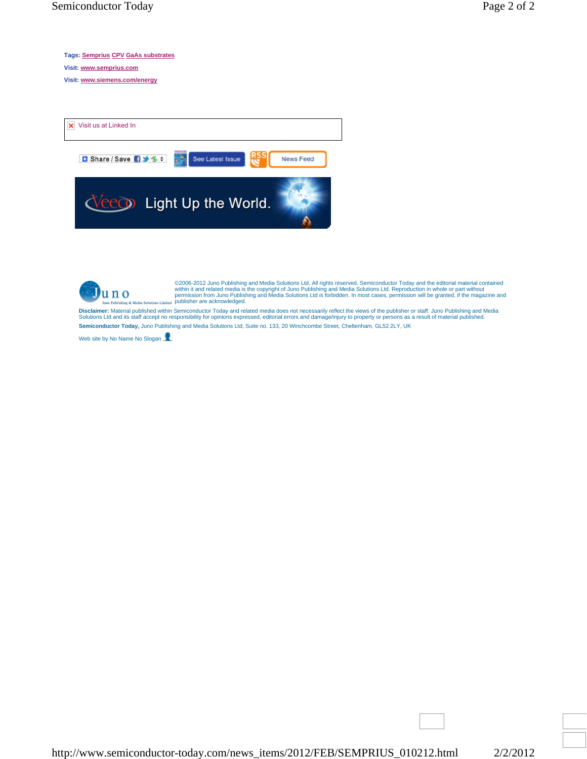**Tags:** Semprius CPV GaAs substrates

**Visit:** www.semprius.com

**Visit:** www.siemens.com/energy

Visit us at Linked In

Share / Save

See Latest Issue

News Feed

Veeco Light Up the World.

©2006-2012 Juno Publishing and Media Solutions Ltd. All rights reserved. Semiconductor Today and the editorial material contained within it and related media is the copyright of Juno Publishing and Media Solutions Ltd. Reproduction in whole or part without permission from Juno Publishing and Media Solutions Ltd is forbidden. In most cases, permission will be granted, if the magazine and publisher are acknowledged.

**Disclaimer:** Material published within Semiconductor Today and related media does not necessarily reflect the views of the publisher or staff. Juno Publishing and Media Solutions Ltd and its staff accept no responsibility for opinions expressed, editorial errors and damage/injury to property or persons as a result of material published.

**Semiconductor Today,** Juno Publishing and Media Solutions Ltd, Suite no. 133, 20 Winchcombe Street, Cheltenham, GL52 2LY, UK

Web site by No Name No Slogan